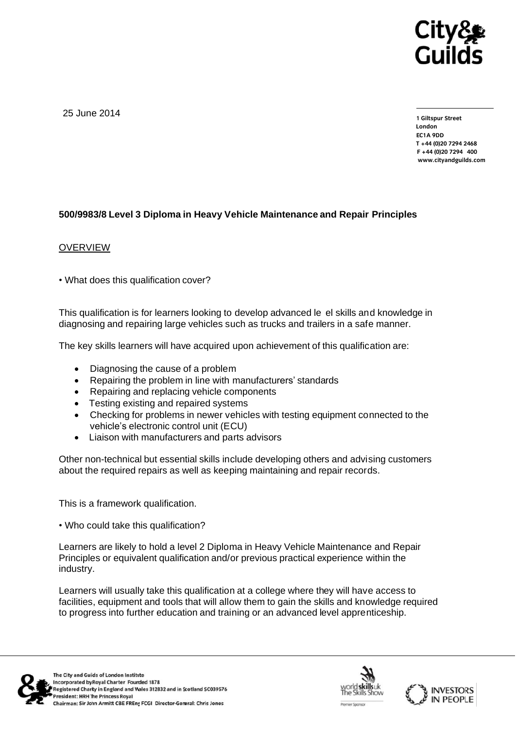25 June 2014

1 Giltspur Street
London
EC1A 9DD
T +44 (0)20 7294 2468
F +44 (0)20 7294 400
www.cityandguilds.com

**500/9983/8 Level 3 Diploma in Heavy Vehicle Maintenance and Repair Principles**

OVERVIEW

• What does this qualification cover?

This qualification is for learners looking to develop advanced le el skills and knowledge in diagnosing and repairing large vehicles such as trucks and trailers in a safe manner.

The key skills learners will have acquired upon achievement of this qualification are:

- Diagnosing the cause of a problem
- Repairing the problem in line with manufacturers' standards
- Repairing and replacing vehicle components
- Testing existing and repaired systems
- Checking for problems in newer vehicles with testing equipment connected to the vehicle's electronic control unit (ECU)
- Liaison with manufacturers and parts advisors

Other non-technical but essential skills include developing others and advising customers about the required repairs as well as keeping maintaining and repair records.

This is a framework qualification.

• Who could take this qualification?

Learners are likely to hold a level 2 Diploma in Heavy Vehicle Maintenance and Repair Principles or equivalent qualification and/or previous practical experience within the industry.

Learners will usually take this qualification at a college where they will have access to facilities, equipment and tools that will allow them to gain the skills and knowledge required to progress into further education and training or an advanced level apprenticeship.

The City and Guilds of London Institute
Incorporated by Royal Charter Founded 1878
Registered Charity in England and Wales 312832 and in Scotland SC039576
President: HRH The Princess Royal
Chairman: Sir John Armitt CBE FREng FCGI Director-General: Chris Jones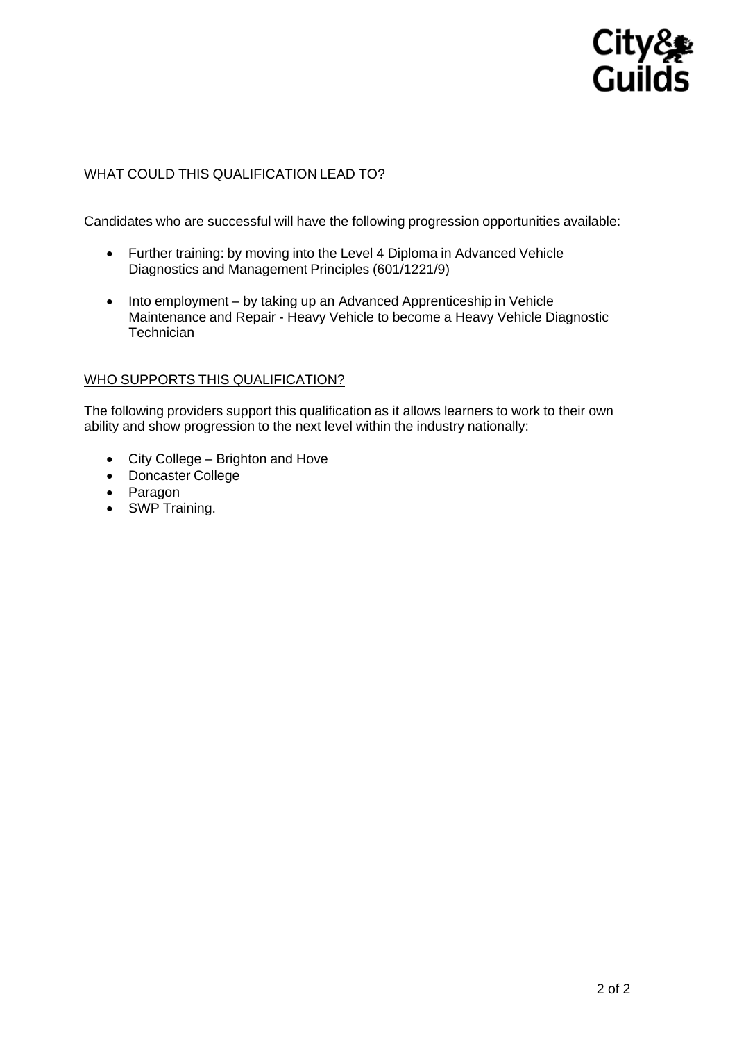## WHAT COULD THIS QUALIFICATION LEAD TO?

Candidates who are successful will have the following progression opportunities available:

- Further training: by moving into the Level 4 Diploma in Advanced Vehicle Diagnostics and Management Principles (601/1221/9)
- Into employment – by taking up an Advanced Apprenticeship in Vehicle Maintenance and Repair - Heavy Vehicle to become a Heavy Vehicle Diagnostic Technician

## WHO SUPPORTS THIS QUALIFICATION?

The following providers support this qualification as it allows learners to work to their own ability and show progression to the next level within the industry nationally:

- City College – Brighton and Hove
- Doncaster College
- Paragon
- SWP Training.